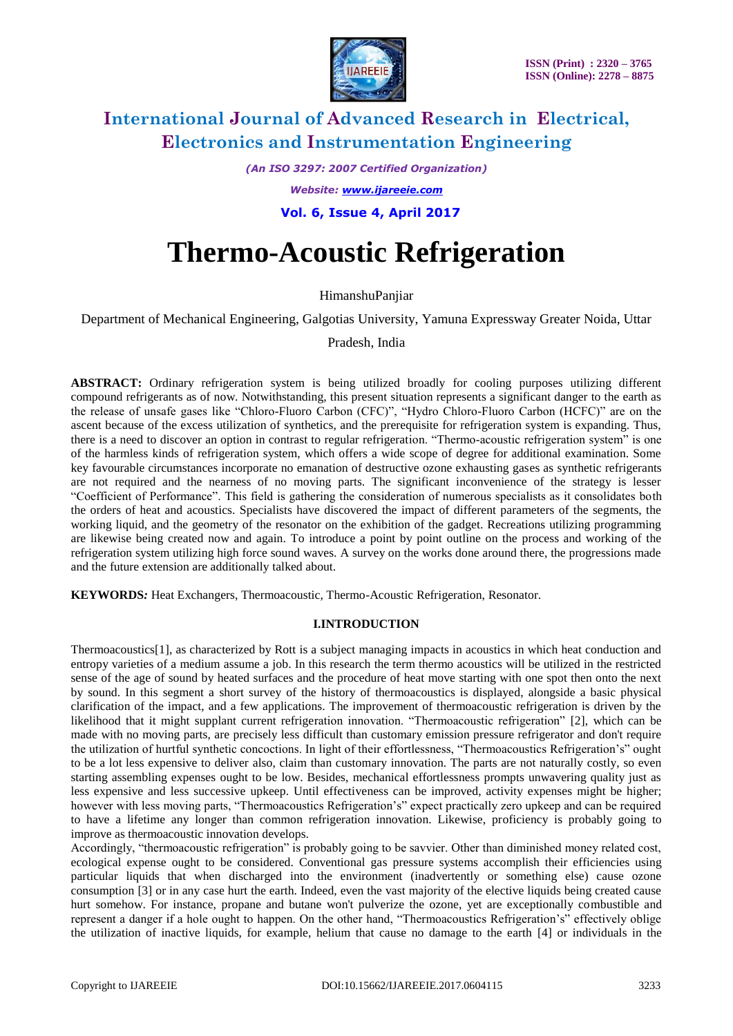# International Journal of Advanced Research in Electrical, Electronics and Instrumentation Engineering

*(An ISO 3297: 2007 Certified Organization)*

*Website: www.ijareeie.com*

**Vol. 6, Issue 4, April 2017**

# Thermo-Acoustic Refrigeration

HimanshuPanjiar

Department of Mechanical Engineering, Galgotias University, Yamuna Expressway Greater Noida, Uttar Pradesh, India

**ABSTRACT:** Ordinary refrigeration system is being utilized broadly for cooling purposes utilizing different compound refrigerants as of now. Notwithstanding, this present situation represents a significant danger to the earth as the release of unsafe gases like "Chloro-Fluoro Carbon (CFC)", "Hydro Chloro-Fluoro Carbon (HCFC)" are on the ascent because of the excess utilization of synthetics, and the prerequisite for refrigeration system is expanding. Thus, there is a need to discover an option in contrast to regular refrigeration. "Thermo-acoustic refrigeration system" is one of the harmless kinds of refrigeration system, which offers a wide scope of degree for additional examination. Some key favourable circumstances incorporate no emanation of destructive ozone exhausting gases as synthetic refrigerants are not required and the nearness of no moving parts. The significant inconvenience of the strategy is lesser "Coefficient of Performance". This field is gathering the consideration of numerous specialists as it consolidates both the orders of heat and acoustics. Specialists have discovered the impact of different parameters of the segments, the working liquid, and the geometry of the resonator on the exhibition of the gadget. Recreations utilizing programming are likewise being created now and again. To introduce a point by point outline on the process and working of the refrigeration system utilizing high force sound waves. A survey on the works done around there, the progressions made and the future extension are additionally talked about.

**KEYWORDS:** Heat Exchangers, Thermoacoustic, Thermo-Acoustic Refrigeration, Resonator.

## I.INTRODUCTION

Thermoacoustics[1], as characterized by Rott is a subject managing impacts in acoustics in which heat conduction and entropy varieties of a medium assume a job. In this research the term thermo acoustics will be utilized in the restricted sense of the age of sound by heated surfaces and the procedure of heat move starting with one spot then onto the next by sound. In this segment a short survey of the history of thermoacoustics is displayed, alongside a basic physical clarification of the impact, and a few applications. The improvement of thermoacoustic refrigeration is driven by the likelihood that it might supplant current refrigeration innovation. "Thermoacoustic refrigeration" [2], which can be made with no moving parts, are precisely less difficult than customary emission pressure refrigerator and don't require the utilization of hurtful synthetic concoctions. In light of their effortlessness, "Thermoacoustics Refrigeration's" ought to be a lot less expensive to deliver also, claim than customary innovation. The parts are not naturally costly, so even starting assembling expenses ought to be low. Besides, mechanical effortlessness prompts unwavering quality just as less expensive and less successive upkeep. Until effectiveness can be improved, activity expenses might be higher; however with less moving parts, "Thermoacoustics Refrigeration's" expect practically zero upkeep and can be required to have a lifetime any longer than common refrigeration innovation. Likewise, proficiency is probably going to improve as thermoacoustic innovation develops.

Accordingly, "thermoacoustic refrigeration" is probably going to be savvier. Other than diminished money related cost, ecological expense ought to be considered. Conventional gas pressure systems accomplish their efficiencies using particular liquids that when discharged into the environment (inadvertently or something else) cause ozone consumption [3] or in any case hurt the earth. Indeed, even the vast majority of the elective liquids being created cause hurt somehow. For instance, propane and butane won't pulverize the ozone, yet are exceptionally combustible and represent a danger if a hole ought to happen. On the other hand, "Thermoacoustics Refrigeration's" effectively oblige the utilization of inactive liquids, for example, helium that cause no damage to the earth [4] or individuals in the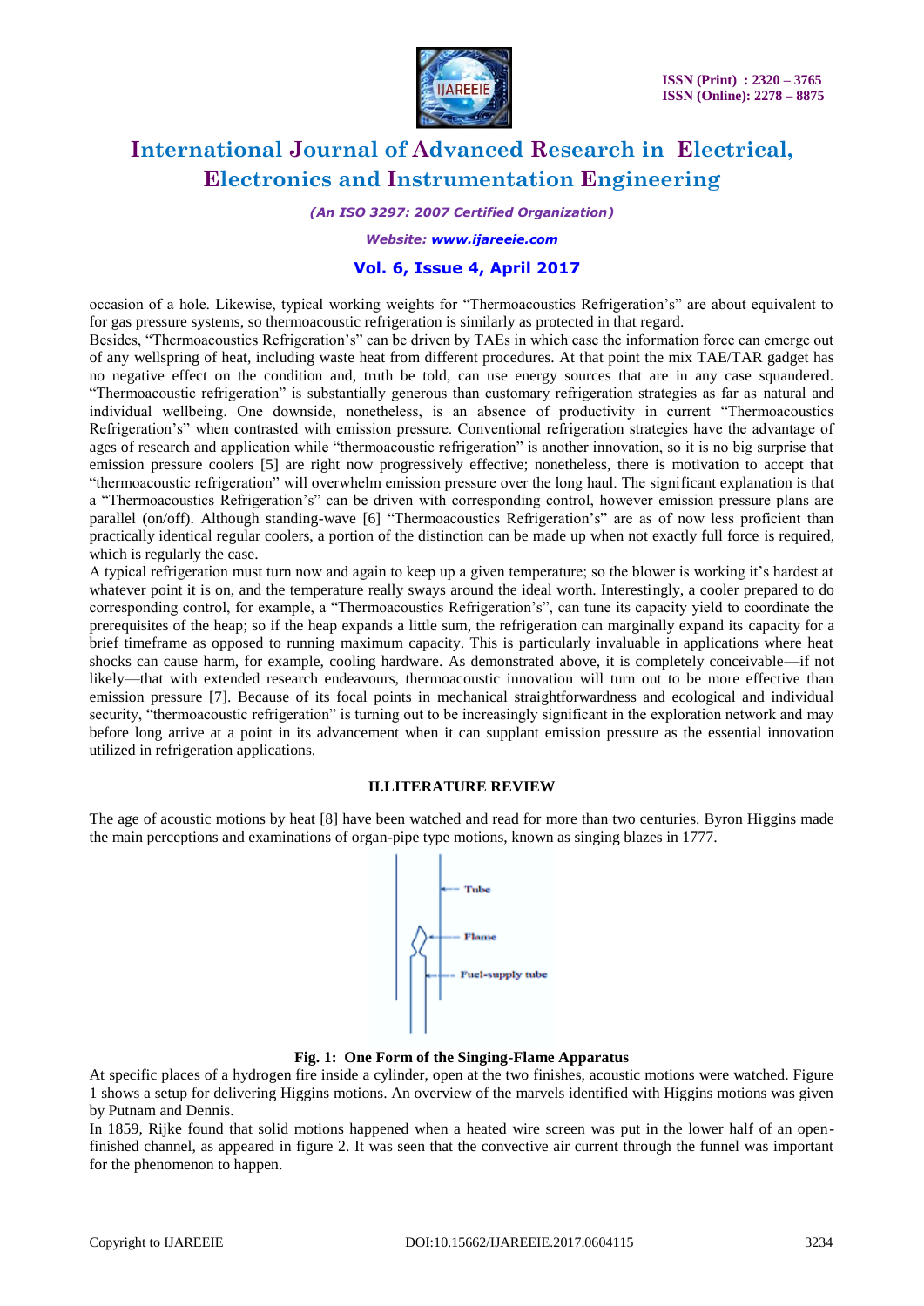occasion of a hole. Likewise, typical working weights for "Thermoacoustics Refrigeration's" are about equivalent to for gas pressure systems, so thermoacoustic refrigeration is similarly as protected in that regard.

Besides, "Thermoacoustics Refrigeration's" can be driven by TAEs in which case the information force can emerge out of any wellspring of heat, including waste heat from different procedures. At that point the mix TAE/TAR gadget has no negative effect on the condition and, truth be told, can use energy sources that are in any case squandered. "Thermoacoustic refrigeration" is substantially generous than customary refrigeration strategies as far as natural and individual wellbeing. One downside, nonetheless, is an absence of productivity in current "Thermoacoustics Refrigeration's" when contrasted with emission pressure. Conventional refrigeration strategies have the advantage of ages of research and application while "thermoacoustic refrigeration" is another innovation, so it is no big surprise that emission pressure coolers [5] are right now progressively effective; nonetheless, there is motivation to accept that "thermoacoustic refrigeration" will overwhelm emission pressure over the long haul. The significant explanation is that a "Thermoacoustics Refrigeration's" can be driven with corresponding control, however emission pressure plans are parallel (on/off). Although standing-wave [6] "Thermoacoustics Refrigeration's" are as of now less proficient than practically identical regular coolers, a portion of the distinction can be made up when not exactly full force is required, which is regularly the case.

A typical refrigeration must turn now and again to keep up a given temperature; so the blower is working it's hardest at whatever point it is on, and the temperature really sways around the ideal worth. Interestingly, a cooler prepared to do corresponding control, for example, a "Thermoacoustics Refrigeration's", can tune its capacity yield to coordinate the prerequisites of the heap; so if the heap expands a little sum, the refrigeration can marginally expand its capacity for a brief timeframe as opposed to running maximum capacity. This is particularly invaluable in applications where heat shocks can cause harm, for example, cooling hardware. As demonstrated above, it is completely conceivable—if not likely—that with extended research endeavours, thermoacoustic innovation will turn out to be more effective than emission pressure [7]. Because of its focal points in mechanical straightforwardness and ecological and individual security, "thermoacoustic refrigeration" is turning out to be increasingly significant in the exploration network and may before long arrive at a point in its advancement when it can supplant emission pressure as the essential innovation utilized in refrigeration applications.

## II.LITERATURE REVIEW

The age of acoustic motions by heat [8] have been watched and read for more than two centuries. Byron Higgins made the main perceptions and examinations of organ-pipe type motions, known as singing blazes in 1777.

**Fig. 1: One Form of the Singing-Flame Apparatus**

At specific places of a hydrogen fire inside a cylinder, open at the two finishes, acoustic motions were watched. Figure 1 shows a setup for delivering Higgins motions. An overview of the marvels identified with Higgins motions was given by Putnam and Dennis.

In 1859, Rijke found that solid motions happened when a heated wire screen was put in the lower half of an open-finished channel, as appeared in figure 2. It was seen that the convective air current through the funnel was important for the phenomenon to happen.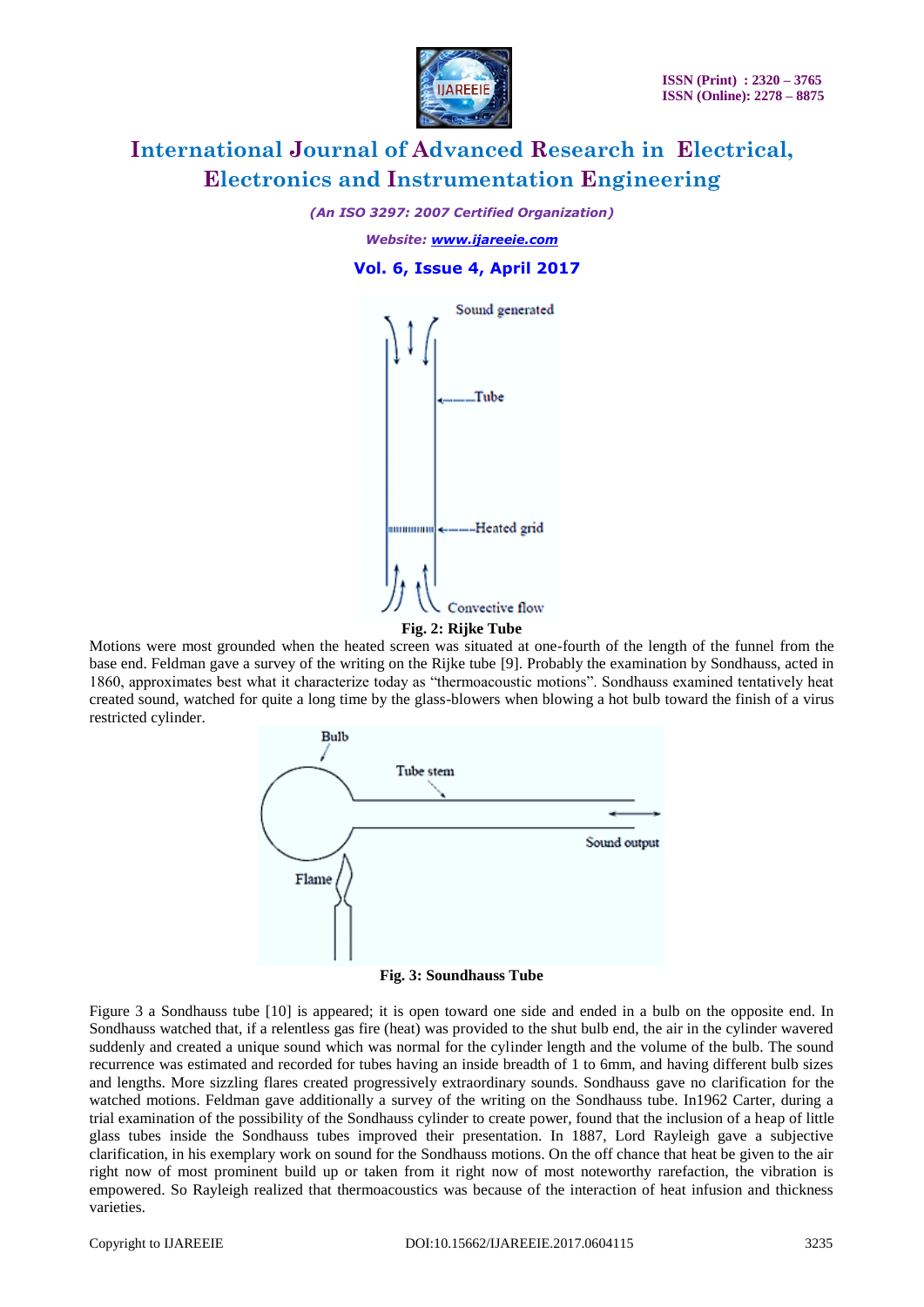Fig. 2: Rijke Tube

Motions were most grounded when the heated screen was situated at one-fourth of the length of the funnel from the base end. Feldman gave a survey of the writing on the Rijke tube [9]. Probably the examination by Sondhauss, acted in 1860, approximates best what it characterize today as "thermoacoustic motions". Sondhauss examined tentatively heat created sound, watched for quite a long time by the glass-blowers when blowing a hot bulb toward the finish of a virus restricted cylinder.

Fig. 3: Soundhauss Tube

Figure 3 a Sondhauss tube [10] is appeared; it is open toward one side and ended in a bulb on the opposite end. In Sondhauss watched that, if a relentless gas fire (heat) was provided to the shut bulb end, the air in the cylinder wavered suddenly and created a unique sound which was normal for the cylinder length and the volume of the bulb. The sound recurrence was estimated and recorded for tubes having an inside breadth of 1 to 6mm, and having different bulb sizes and lengths. More sizzling flares created progressively extraordinary sounds. Sondhauss gave no clarification for the watched motions. Feldman gave additionally a survey of the writing on the Sondhauss tube. In1962 Carter, during a trial examination of the possibility of the Sondhauss cylinder to create power, found that the inclusion of a heap of little glass tubes inside the Sondhauss tubes improved their presentation. In 1887, Lord Rayleigh gave a subjective clarification, in his exemplary work on sound for the Sondhauss motions. On the off chance that heat be given to the air right now of most prominent build up or taken from it right now of most noteworthy rarefaction, the vibration is empowered. So Rayleigh realized that thermoacoustics was because of the interaction of heat infusion and thickness varieties.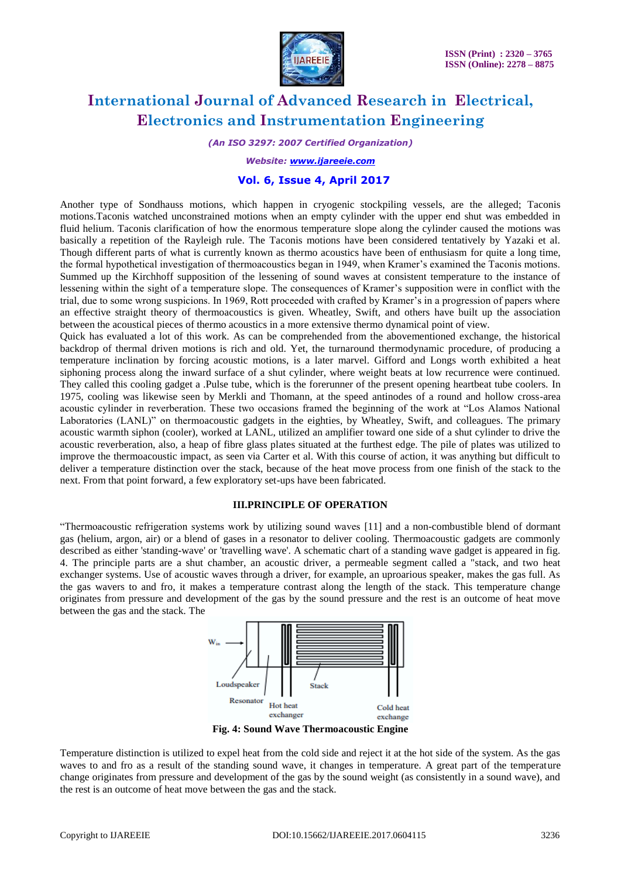Another type of Sondhauss motions, which happen in cryogenic stockpiling vessels, are the alleged; Taconis motions.Taconis watched unconstrained motions when an empty cylinder with the upper end shut was embedded in fluid helium. Taconis clarification of how the enormous temperature slope along the cylinder caused the motions was basically a repetition of the Rayleigh rule. The Taconis motions have been considered tentatively by Yazaki et al. Though different parts of what is currently known as thermo acoustics have been of enthusiasm for quite a long time, the formal hypothetical investigation of thermoacoustics began in 1949, when Kramer's examined the Taconis motions. Summed up the Kirchhoff supposition of the lessening of sound waves at consistent temperature to the instance of lessening within the sight of a temperature slope. The consequences of Kramer's supposition were in conflict with the trial, due to some wrong suspicions. In 1969, Rott proceeded with crafted by Kramer's in a progression of papers where an effective straight theory of thermoacoustics is given. Wheatley, Swift, and others have built up the association between the acoustical pieces of thermo acoustics in a more extensive thermo dynamical point of view.

Quick has evaluated a lot of this work. As can be comprehended from the abovementioned exchange, the historical backdrop of thermal driven motions is rich and old. Yet, the turnaround thermodynamic procedure, of producing a temperature inclination by forcing acoustic motions, is a later marvel. Gifford and Longs worth exhibited a heat siphoning process along the inward surface of a shut cylinder, where weight beats at low recurrence were continued. They called this cooling gadget a .Pulse tube, which is the forerunner of the present opening heartbeat tube coolers. In 1975, cooling was likewise seen by Merkli and Thomann, at the speed antinodes of a round and hollow cross-area acoustic cylinder in reverberation. These two occasions framed the beginning of the work at "Los Alamos National Laboratories (LANL)" on thermoacoustic gadgets in the eighties, by Wheatley, Swift, and colleagues. The primary acoustic warmth siphon (cooler), worked at LANL, utilized an amplifier toward one side of a shut cylinder to drive the acoustic reverberation, also, a heap of fibre glass plates situated at the furthest edge. The pile of plates was utilized to improve the thermoacoustic impact, as seen via Carter et al. With this course of action, it was anything but difficult to deliver a temperature distinction over the stack, because of the heat move process from one finish of the stack to the next. From that point forward, a few exploratory set-ups have been fabricated.

## III.PRINCIPLE OF OPERATION

"Thermoacoustic refrigeration systems work by utilizing sound waves [11] and a non-combustible blend of dormant gas (helium, argon, air) or a blend of gases in a resonator to deliver cooling. Thermoacoustic gadgets are commonly described as either 'standing-wave' or 'travelling wave'. A schematic chart of a standing wave gadget is appeared in fig. 4. The principle parts are a shut chamber, an acoustic driver, a permeable segment called a "stack, and two heat exchanger systems. Use of acoustic waves through a driver, for example, an uproarious speaker, makes the gas full. As the gas wavers to and fro, it makes a temperature contrast along the length of the stack. This temperature change originates from pressure and development of the gas by the sound pressure and the rest is an outcome of heat move between the gas and the stack. The

**Fig. 4: Sound Wave Thermoacoustic Engine**

Temperature distinction is utilized to expel heat from the cold side and reject it at the hot side of the system. As the gas waves to and fro as a result of the standing sound wave, it changes in temperature. A great part of the temperature change originates from pressure and development of the gas by the sound weight (as consistently in a sound wave), and the rest is an outcome of heat move between the gas and the stack.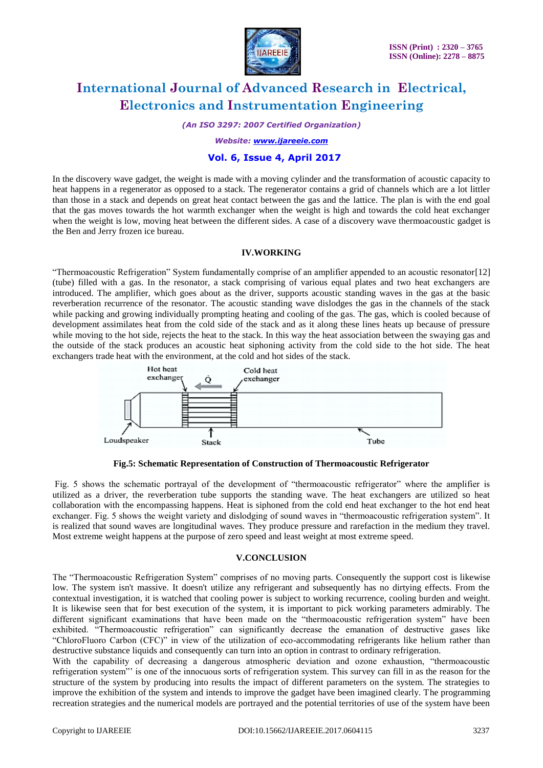In the discovery wave gadget, the weight is made with a moving cylinder and the transformation of acoustic capacity to heat happens in a regenerator as opposed to a stack. The regenerator contains a grid of channels which are a lot littler than those in a stack and depends on great heat contact between the gas and the lattice. The plan is with the end goal that the gas moves towards the hot warmth exchanger when the weight is high and towards the cold heat exchanger when the weight is low, moving heat between the different sides. A case of a discovery wave thermoacoustic gadget is the Ben and Jerry frozen ice bureau.

## IV.WORKING

"Thermoacoustic Refrigeration" System fundamentally comprise of an amplifier appended to an acoustic resonator[12] (tube) filled with a gas. In the resonator, a stack comprising of various equal plates and two heat exchangers are introduced. The amplifier, which goes about as the driver, supports acoustic standing waves in the gas at the basic reverberation recurrence of the resonator. The acoustic standing wave dislodges the gas in the channels of the stack while packing and growing individually prompting heating and cooling of the gas. The gas, which is cooled because of development assimilates heat from the cold side of the stack and as it along these lines heats up because of pressure while moving to the hot side, rejects the heat to the stack. In this way the heat association between the swaying gas and the outside of the stack produces an acoustic heat siphoning activity from the cold side to the hot side. The heat exchangers trade heat with the environment, at the cold and hot sides of the stack.

**Fig.5: Schematic Representation of Construction of Thermoacoustic Refrigerator**

Fig. 5 shows the schematic portrayal of the development of "thermoacoustic refrigerator" where the amplifier is utilized as a driver, the reverberation tube supports the standing wave. The heat exchangers are utilized so heat collaboration with the encompassing happens. Heat is siphoned from the cold end heat exchanger to the hot end heat exchanger. Fig. 5 shows the weight variety and dislodging of sound waves in "thermoacoustic refrigeration system". It is realized that sound waves are longitudinal waves. They produce pressure and rarefaction in the medium they travel. Most extreme weight happens at the purpose of zero speed and least weight at most extreme speed.

## V.CONCLUSION

The "Thermoacoustic Refrigeration System" comprises of no moving parts. Consequently the support cost is likewise low. The system isn't massive. It doesn't utilize any refrigerant and subsequently has no dirtying effects. From the contextual investigation, it is watched that cooling power is subject to working recurrence, cooling burden and weight. It is likewise seen that for best execution of the system, it is important to pick working parameters admirably. The different significant examinations that have been made on the "thermoacoustic refrigeration system" have been exhibited. "Thermoacoustic refrigeration" can significantly decrease the emanation of destructive gases like "ChloroFluoro Carbon (CFC)" in view of the utilization of eco-accommodating refrigerants like helium rather than destructive substance liquids and consequently can turn into an option in contrast to ordinary refrigeration.

With the capability of decreasing a dangerous atmospheric deviation and ozone exhaustion, "thermoacoustic refrigeration system"' is one of the innocuous sorts of refrigeration system. This survey can fill in as the reason for the structure of the system by producing into results the impact of different parameters on the system. The strategies to improve the exhibition of the system and intends to improve the gadget have been imagined clearly. The programming recreation strategies and the numerical models are portrayed and the potential territories of use of the system have been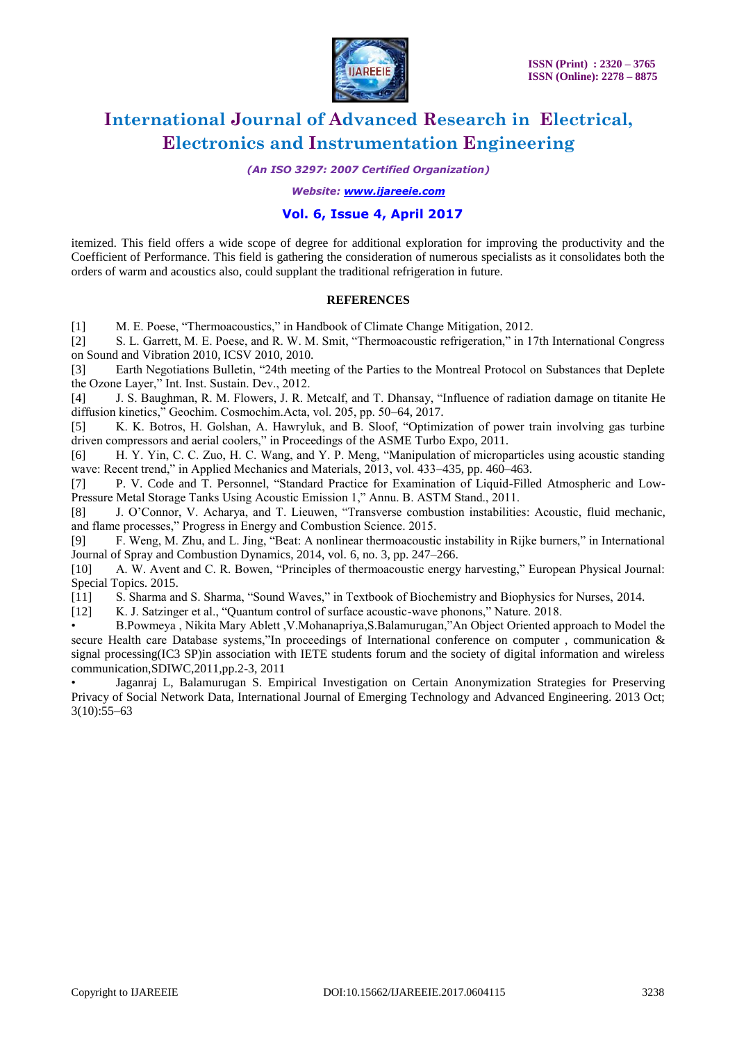itemized. This field offers a wide scope of degree for additional exploration for improving the productivity and the Coefficient of Performance. This field is gathering the consideration of numerous specialists as it consolidates both the orders of warm and acoustics also, could supplant the traditional refrigeration in future.

## REFERENCES

[1] M. E. Poese, "Thermoacoustics," in Handbook of Climate Change Mitigation, 2012.

[2] S. L. Garrett, M. E. Poese, and R. W. M. Smit, "Thermoacoustic refrigeration," in 17th International Congress on Sound and Vibration 2010, ICSV 2010, 2010.

[3] Earth Negotiations Bulletin, "24th meeting of the Parties to the Montreal Protocol on Substances that Deplete the Ozone Layer," Int. Inst. Sustain. Dev., 2012.

[4] J. S. Baughman, R. M. Flowers, J. R. Metcalf, and T. Dhansay, "Influence of radiation damage on titanite He diffusion kinetics," Geochim. Cosmochim.Acta, vol. 205, pp. 50–64, 2017.

[5] K. K. Botros, H. Golshan, A. Hawryluk, and B. Sloof, "Optimization of power train involving gas turbine driven compressors and aerial coolers," in Proceedings of the ASME Turbo Expo, 2011.

[6] H. Y. Yin, C. C. Zuo, H. C. Wang, and Y. P. Meng, "Manipulation of microparticles using acoustic standing wave: Recent trend," in Applied Mechanics and Materials, 2013, vol. 433–435, pp. 460–463.

[7] P. V. Code and T. Personnel, "Standard Practice for Examination of Liquid-Filled Atmospheric and Low-Pressure Metal Storage Tanks Using Acoustic Emission 1," Annu. B. ASTM Stand., 2011.

[8] J. O'Connor, V. Acharya, and T. Lieuwen, "Transverse combustion instabilities: Acoustic, fluid mechanic, and flame processes," Progress in Energy and Combustion Science. 2015.

[9] F. Weng, M. Zhu, and L. Jing, "Beat: A nonlinear thermoacoustic instability in Rijke burners," in International Journal of Spray and Combustion Dynamics, 2014, vol. 6, no. 3, pp. 247–266.

[10] A. W. Avent and C. R. Bowen, "Principles of thermoacoustic energy harvesting," European Physical Journal: Special Topics. 2015.

[11] S. Sharma and S. Sharma, "Sound Waves," in Textbook of Biochemistry and Biophysics for Nurses, 2014.

[12] K. J. Satzinger et al., "Quantum control of surface acoustic-wave phonons," Nature. 2018.

- B.Powmeya , Nikita Mary Ablett ,V.Mohanapriya,S.Balamurugan,"An Object Oriented approach to Model the secure Health care Database systems,"In proceedings of International conference on computer , communication & signal processing(IC3 SP)in association with IETE students forum and the society of digital information and wireless communication,SDIWC,2011,pp.2-3, 2011
- Jaganraj L, Balamurugan S. Empirical Investigation on Certain Anonymization Strategies for Preserving Privacy of Social Network Data, International Journal of Emerging Technology and Advanced Engineering. 2013 Oct; 3(10):55–63